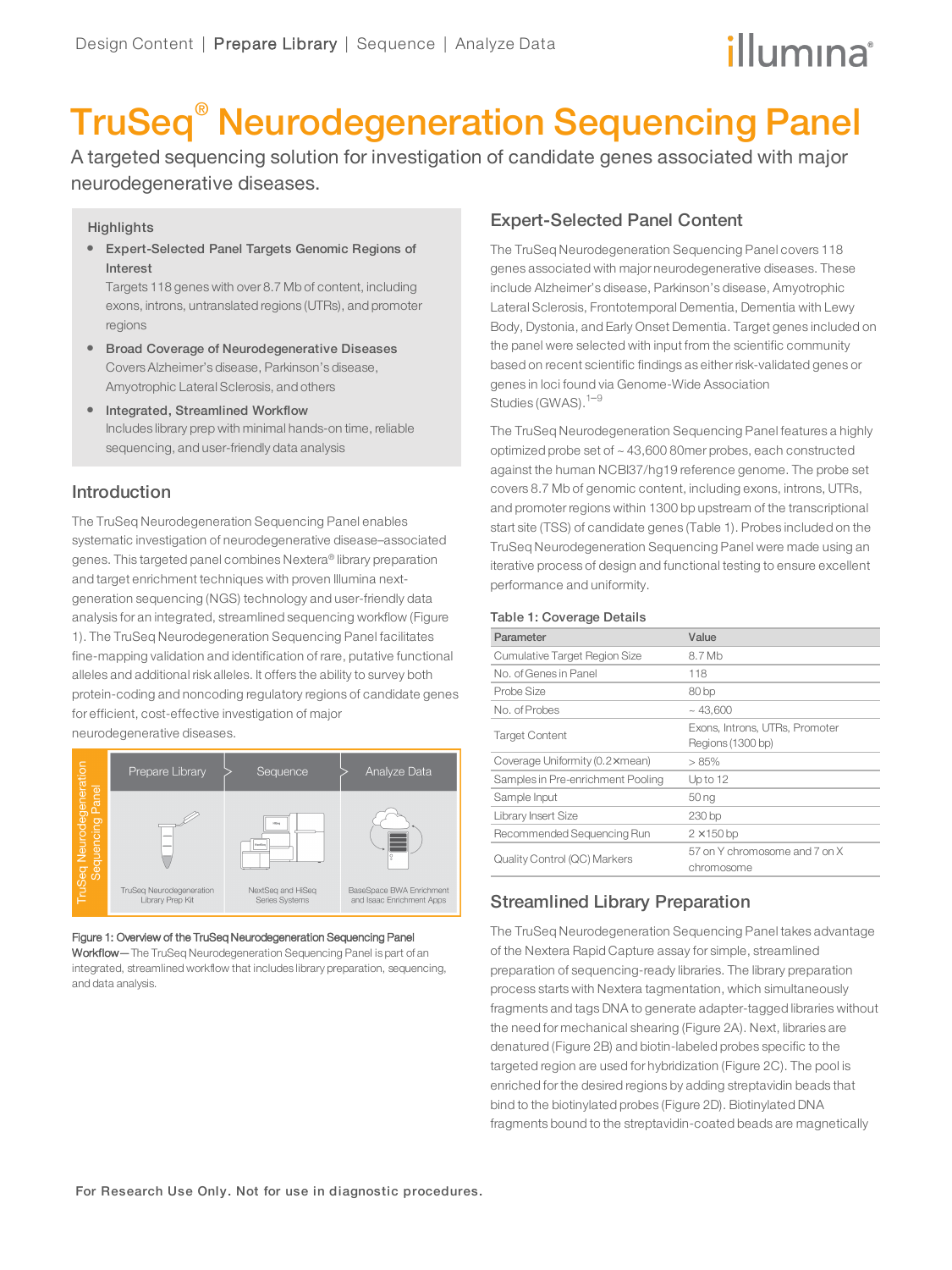Design Content | Prepare Library | Sequence | Analyze Data

# TruSeq® Neurodegeneration Sequencing Panel

A targeted sequencing solution for investigation of candidate genes associated with major neurodegenerative diseases.

### Highlights

- **Expert-Selected Panel Targets Genomic Regions of Interest**
  Targets 118 genes with over 8.7 Mb of content, including exons, introns, untranslated regions (UTRs), and promoter regions
- **Broad Coverage of Neurodegenerative Diseases**
  Covers Alzheimer's disease, Parkinson's disease, Amyotrophic Lateral Sclerosis, and others
- **Integrated, Streamlined Workflow**
  Includes library prep with minimal hands-on time, reliable sequencing, and user-friendly data analysis

## Introduction

The TruSeq Neurodegeneration Sequencing Panel enables systematic investigation of neurodegenerative disease–associated genes. This targeted panel combines Nextera® library preparation and target enrichment techniques with proven Illumina next-generation sequencing (NGS) technology and user-friendly data analysis for an integrated, streamlined sequencing workflow (Figure 1). The TruSeq Neurodegeneration Sequencing Panel facilitates fine-mapping validation and identification of rare, putative functional alleles and additional risk alleles. It offers the ability to survey both protein-coding and noncoding regulatory regions of candidate genes for efficient, cost-effective investigation of major neurodegenerative diseases.

TruSeq Neurodegeneration Sequencing Panel

Prepare Library — TruSeq Neurodegeneration Library Prep Kit

Sequence — NextSeq and HiSeq Series Systems

Analyze Data — BaseSpace BWA Enrichment and Isaac Enrichment Apps

**Figure 1: Overview of the TruSeq Neurodegeneration Sequencing Panel Workflow**—The TruSeq Neurodegeneration Sequencing Panel is part of an integrated, streamlined workflow that includes library preparation, sequencing, and data analysis.

## Expert-Selected Panel Content

The TruSeq Neurodegeneration Sequencing Panel covers 118 genes associated with major neurodegenerative diseases. These include Alzheimer's disease, Parkinson's disease, Amyotrophic Lateral Sclerosis, Frontotemporal Dementia, Dementia with Lewy Body, Dystonia, and Early Onset Dementia. Target genes included on the panel were selected with input from the scientific community based on recent scientific findings as either risk-validated genes or genes in loci found via Genome-Wide Association Studies (GWAS).[1–9]

The TruSeq Neurodegeneration Sequencing Panel features a highly optimized probe set of ~ 43,600 80mer probes, each constructed against the human NCBI37/hg19 reference genome. The probe set covers 8.7 Mb of genomic content, including exons, introns, UTRs, and promoter regions within 1300 bp upstream of the transcriptional start site (TSS) of candidate genes (Table 1). Probes included on the TruSeq Neurodegeneration Sequencing Panel were made using an iterative process of design and functional testing to ensure excellent performance and uniformity.

**Table 1: Coverage Details**

| Parameter | Value |
|---|---|
| Cumulative Target Region Size | 8.7 Mb |
| No. of Genes in Panel | 118 |
| Probe Size | 80 bp |
| No. of Probes | ~ 43,600 |
| Target Content | Exons, Introns, UTRs, Promoter Regions (1300 bp) |
| Coverage Uniformity (0.2×mean) | > 85% |
| Samples in Pre-enrichment Pooling | Up to 12 |
| Sample Input | 50 ng |
| Library Insert Size | 230 bp |
| Recommended Sequencing Run | 2 × 150 bp |
| Quality Control (QC) Markers | 57 on Y chromosome and 7 on X chromosome |

## Streamlined Library Preparation

The TruSeq Neurodegeneration Sequencing Panel takes advantage of the Nextera Rapid Capture assay for simple, streamlined preparation of sequencing-ready libraries. The library preparation process starts with Nextera tagmentation, which simultaneously fragments and tags DNA to generate adapter-tagged libraries without the need for mechanical shearing (Figure 2A). Next, libraries are denatured (Figure 2B) and biotin-labeled probes specific to the targeted region are used for hybridization (Figure 2C). The pool is enriched for the desired regions by adding streptavidin beads that bind to the biotinylated probes (Figure 2D). Biotinylated DNA fragments bound to the streptavidin-coated beads are magnetically

For Research Use Only. Not for use in diagnostic procedures.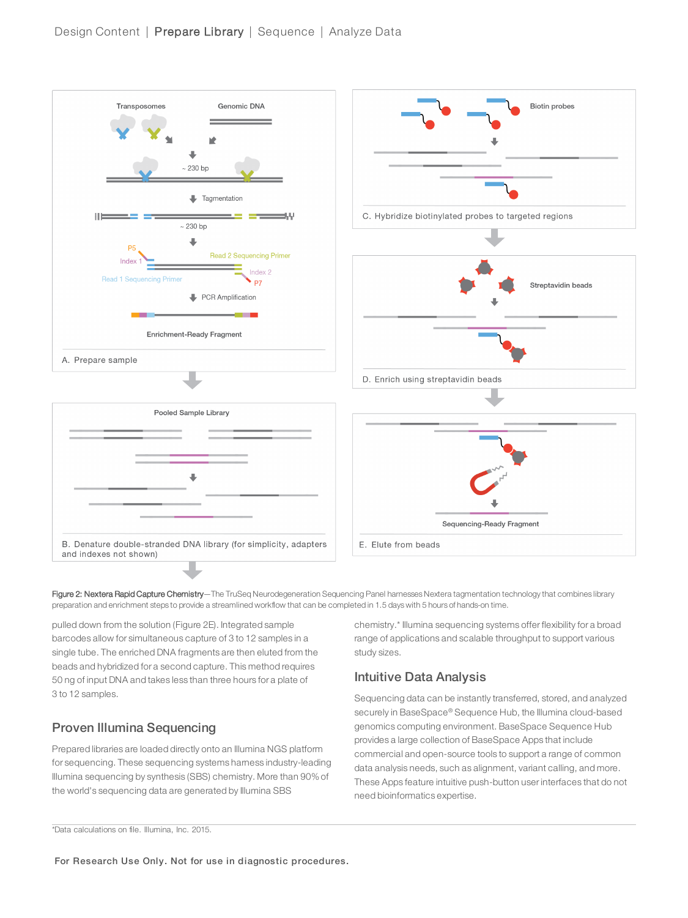**Figure 2: Nextera Rapid Capture Chemistry**—The TruSeq Neurodegeneration Sequencing Panel harnesses Nextera tagmentation technology that combines library preparation and enrichment steps to provide a streamlined workflow that can be completed in 1.5 days with 5 hours of hands-on time.

pulled down from the solution (Figure 2E). Integrated sample barcodes allow for simultaneous capture of 3 to 12 samples in a single tube. The enriched DNA fragments are then eluted from the beads and hybridized for a second capture. This method requires 50 ng of input DNA and takes less than three hours for a plate of 3 to 12 samples.

## Proven Illumina Sequencing

Prepared libraries are loaded directly onto an Illumina NGS platform for sequencing. These sequencing systems harness industry-leading Illumina sequencing by synthesis (SBS) chemistry. More than 90% of the world's sequencing data are generated by Illumina SBS chemistry.* Illumina sequencing systems offer flexibility for a broad range of applications and scalable throughput to support various study sizes.

## Intuitive Data Analysis

Sequencing data can be instantly transferred, stored, and analyzed securely in BaseSpace® Sequence Hub, the Illumina cloud-based genomics computing environment. BaseSpace Sequence Hub provides a large collection of BaseSpace Apps that include commercial and open-source tools to support a range of common data analysis needs, such as alignment, variant calling, and more. These Apps feature intuitive push-button user interfaces that do not need bioinformatics expertise.

*Data calculations on file. Illumina, Inc. 2015.

**For Research Use Only. Not for use in diagnostic procedures.**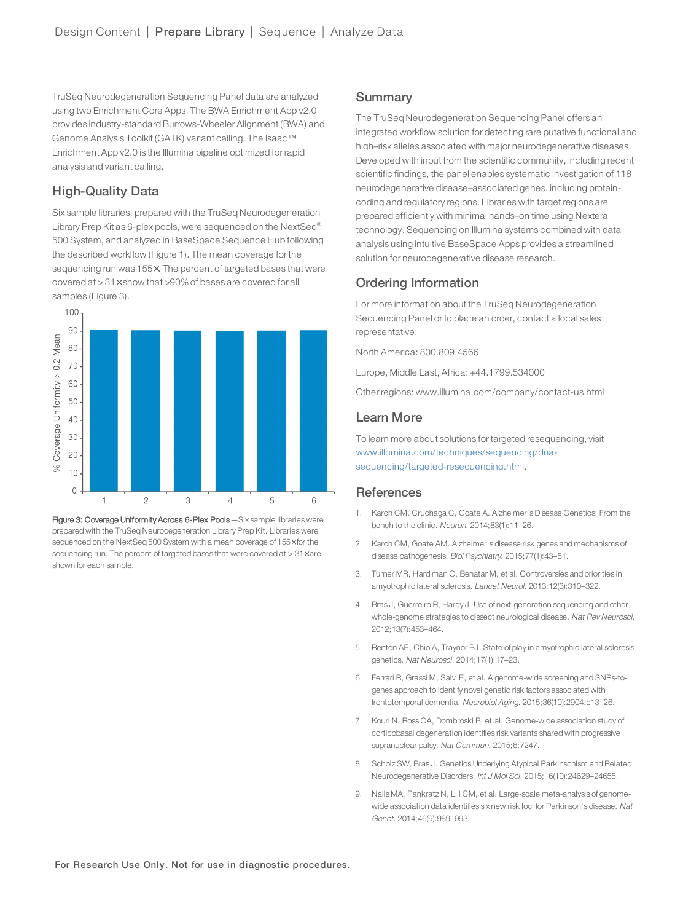TruSeq Neurodegeneration Sequencing Panel data are analyzed using two Enrichment Core Apps. The BWA Enrichment App v2.0 provides industry-standard Burrows-Wheeler Alignment (BWA) and Genome Analysis Toolkit (GATK) variant calling. The Isaac™ Enrichment App v2.0 is the Illumina pipeline optimized for rapid analysis and variant calling.

## High-Quality Data

Six sample libraries, prepared with the TruSeq Neurodegeneration Library Prep Kit as 6-plex pools, were sequenced on the NextSeq® 500 System, and analyzed in BaseSpace Sequence Hub following the described workflow (Figure 1). The mean coverage for the sequencing run was 155×. The percent of targeted bases that were covered at > 31× show that >90% of bases are covered for all samples (Figure 3).

**Figure 3: Coverage Uniformity Across 6-Plex Pools**—Six sample libraries were prepared with the TruSeq Neurodegeneration Library Prep Kit. Libraries were sequenced on the NextSeq 500 System with a mean coverage of 155× for the sequencing run. The percent of targeted bases that were covered at > 31× are shown for each sample.

## Summary

The TruSeq Neurodegeneration Sequencing Panel offers an integrated workflow solution for detecting rare putative functional and high–risk alleles associated with major neurodegenerative diseases. Developed with input from the scientific community, including recent scientific findings, the panel enables systematic investigation of 118 neurodegenerative disease–associated genes, including protein-coding and regulatory regions. Libraries with target regions are prepared efficiently with minimal hands–on time using Nextera technology. Sequencing on Illumina systems combined with data analysis using intuitive BaseSpace Apps provides a streamlined solution for neurodegenerative disease research.

## Ordering Information

For more information about the TruSeq Neurodegeneration Sequencing Panel or to place an order, contact a local sales representative:

North America: 800.809.4566

Europe, Middle East, Africa: +44.1799.534000

Other regions: www.illumina.com/company/contact-us.html

## Learn More

To learn more about solutions for targeted resequencing, visit www.illumina.com/techniques/sequencing/dna-sequencing/targeted-resequencing.html.

## References

1. Karch CM, Cruchaga C, Goate A. Alzheimer's Disease Genetics: From the bench to the clinic. *Neuron.* 2014;83(1):11–26.
2. Karch CM, Goate AM. Alzheimer's disease risk genes and mechanisms of disease pathogenesis. *Biol Psychiatry.* 2015;77(1):43–51.
3. Turner MR, Hardiman O, Benatar M, et al. Controversies and priorities in amyotrophic lateral sclerosis. *Lancet Neurol.* 2013;12(3):310–322.
4. Bras J, Guerreiro R, Hardy J. Use of next-generation sequencing and other whole-genome strategies to dissect neurological disease. *Nat Rev Neurosci.* 2012;13(7):453–464.
5. Renton AE, Chio A, Traynor BJ. State of play in amyotrophic lateral sclerosis genetics. *Nat Neurosci.* 2014;17(1):17–23.
6. Ferrari R, Grassi M, Salvi E, et al. A genome-wide screening and SNPs-to-genes approach to identify novel genetic risk factors associated with frontotemporal dementia. *Neurobiol Aging.* 2015;36(10):2904.e13–26.
7. Kouri N, Ross OA, Dombroski B, et.al. Genome-wide association study of corticobasal degeneration identifies risk variants shared with progressive supranuclear palsy. *Nat Commun.* 2015;6:7247.
8. Scholz SW, Bras J. Genetics Underlying Atypical Parkinsonism and Related Neurodegenerative Disorders. *Int J Mol Sci.* 2015;16(10):24629–24655.
9. Nalls MA, Pankratz N, Lill CM, et al. Large-scale meta-analysis of genome-wide association data identifies six new risk loci for Parkinson's disease. *Nat Genet.* 2014;46(9):989–993.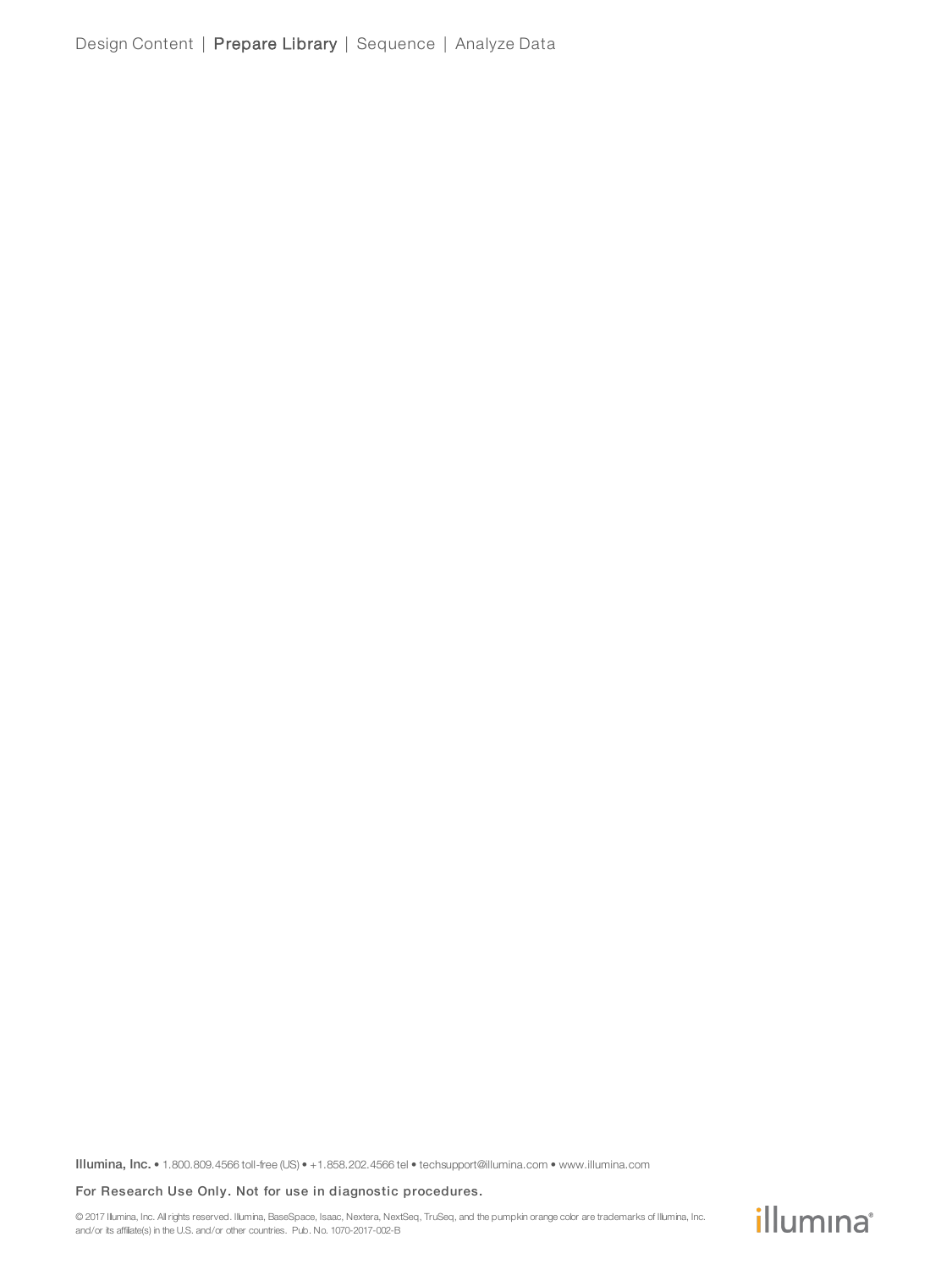Design Content | Prepare Library | Sequence | Analyze Data

**Illumina, Inc.** • 1.800.809.4566 toll-free (US) • +1.858.202.4566 tel • techsupport@illumina.com • www.illumina.com

**For Research Use Only. Not for use in diagnostic procedures.**

© 2017 Illumina, Inc. All rights reserved. Illumina, BaseSpace, Isaac, Nextera, NextSeq, TruSeq, and the pumpkin orange color are trademarks of Illumina, Inc. and/or its affiliate(s) in the U.S. and/or other countries. Pub. No. 1070-2017-002-B

illumina®